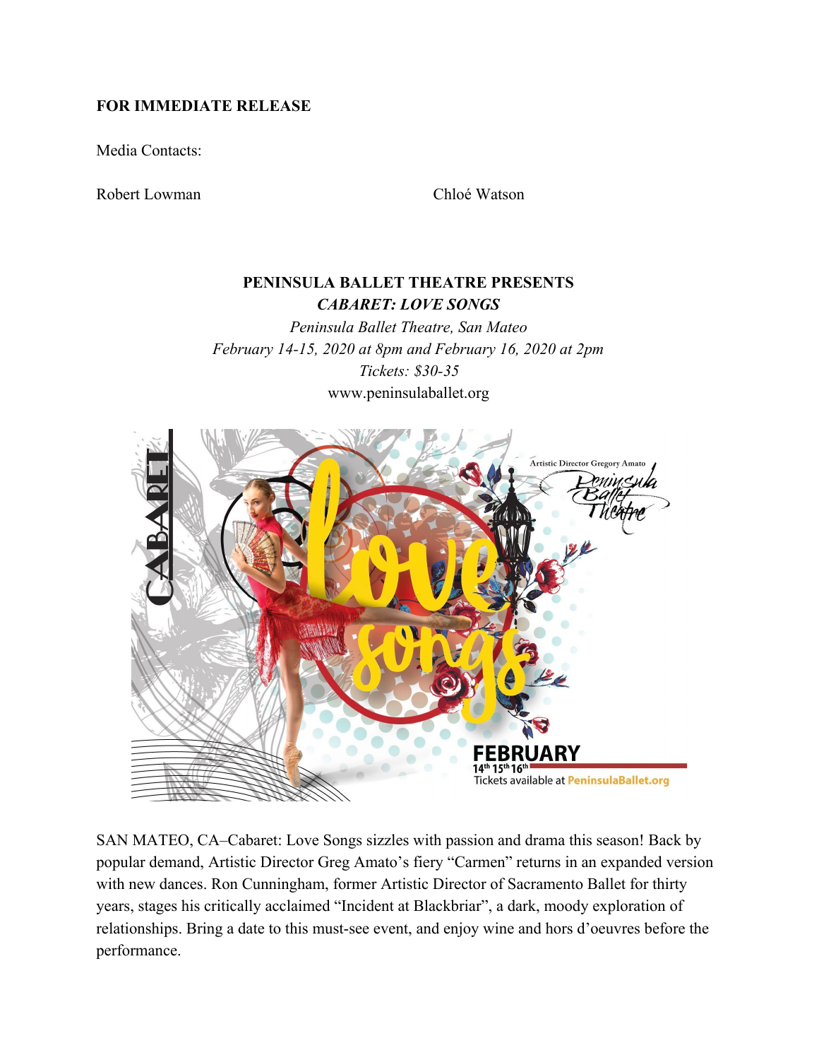**FOR IMMEDIATE RELEASE**

Media Contacts:

Robert Lowman

Chloé Watson

**PENINSULA BALLET THEATRE PRESENTS**

***CABARET: LOVE SONGS***

*Peninsula Ballet Theatre, San Mateo*

*February 14-15, 2020 at 8pm and February 16, 2020 at 2pm*

*Tickets: $30-35*

www.peninsulaballet.org

SAN MATEO, CA–Cabaret: Love Songs sizzles with passion and drama this season! Back by popular demand, Artistic Director Greg Amato's fiery "Carmen" returns in an expanded version with new dances. Ron Cunningham, former Artistic Director of Sacramento Ballet for thirty years, stages his critically acclaimed "Incident at Blackbriar", a dark, moody exploration of relationships. Bring a date to this must-see event, and enjoy wine and hors d'oeuvres before the performance.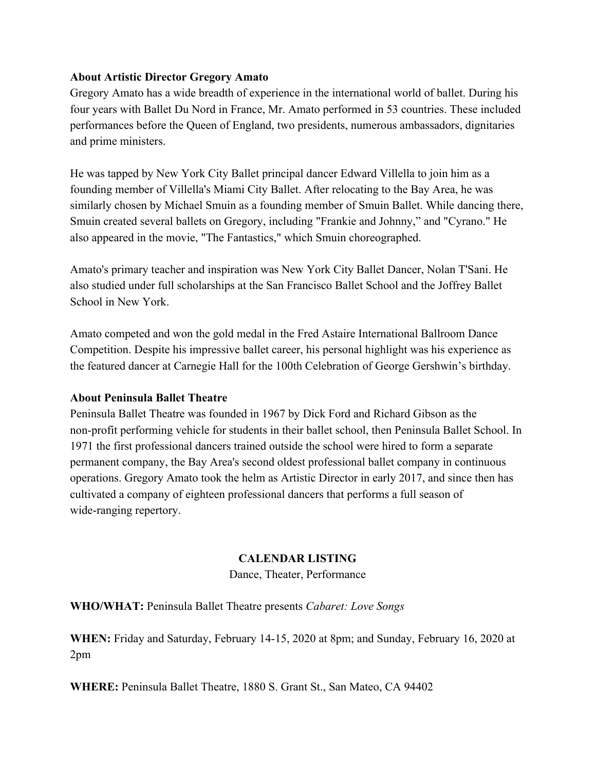**About Artistic Director Gregory Amato**

Gregory Amato has a wide breadth of experience in the international world of ballet. During his four years with Ballet Du Nord in France, Mr. Amato performed in 53 countries. These included performances before the Queen of England, two presidents, numerous ambassadors, dignitaries and prime ministers.

He was tapped by New York City Ballet principal dancer Edward Villella to join him as a founding member of Villella's Miami City Ballet. After relocating to the Bay Area, he was similarly chosen by Michael Smuin as a founding member of Smuin Ballet. While dancing there, Smuin created several ballets on Gregory, including "Frankie and Johnny," and "Cyrano." He also appeared in the movie, "The Fantastics," which Smuin choreographed.

Amato's primary teacher and inspiration was New York City Ballet Dancer, Nolan T'Sani. He also studied under full scholarships at the San Francisco Ballet School and the Joffrey Ballet School in New York.

Amato competed and won the gold medal in the Fred Astaire International Ballroom Dance Competition. Despite his impressive ballet career, his personal highlight was his experience as the featured dancer at Carnegie Hall for the 100th Celebration of George Gershwin's birthday.

**About Peninsula Ballet Theatre**

Peninsula Ballet Theatre was founded in 1967 by Dick Ford and Richard Gibson as the non-profit performing vehicle for students in their ballet school, then Peninsula Ballet School. In 1971 the first professional dancers trained outside the school were hired to form a separate permanent company, the Bay Area's second oldest professional ballet company in continuous operations. Gregory Amato took the helm as Artistic Director in early 2017, and since then has cultivated a company of eighteen professional dancers that performs a full season of wide-ranging repertory.

**CALENDAR LISTING**

Dance, Theater, Performance

**WHO/WHAT:** Peninsula Ballet Theatre presents *Cabaret: Love Songs*

**WHEN:** Friday and Saturday, February 14-15, 2020 at 8pm; and Sunday, February 16, 2020 at 2pm

**WHERE:** Peninsula Ballet Theatre, 1880 S. Grant St., San Mateo, CA 94402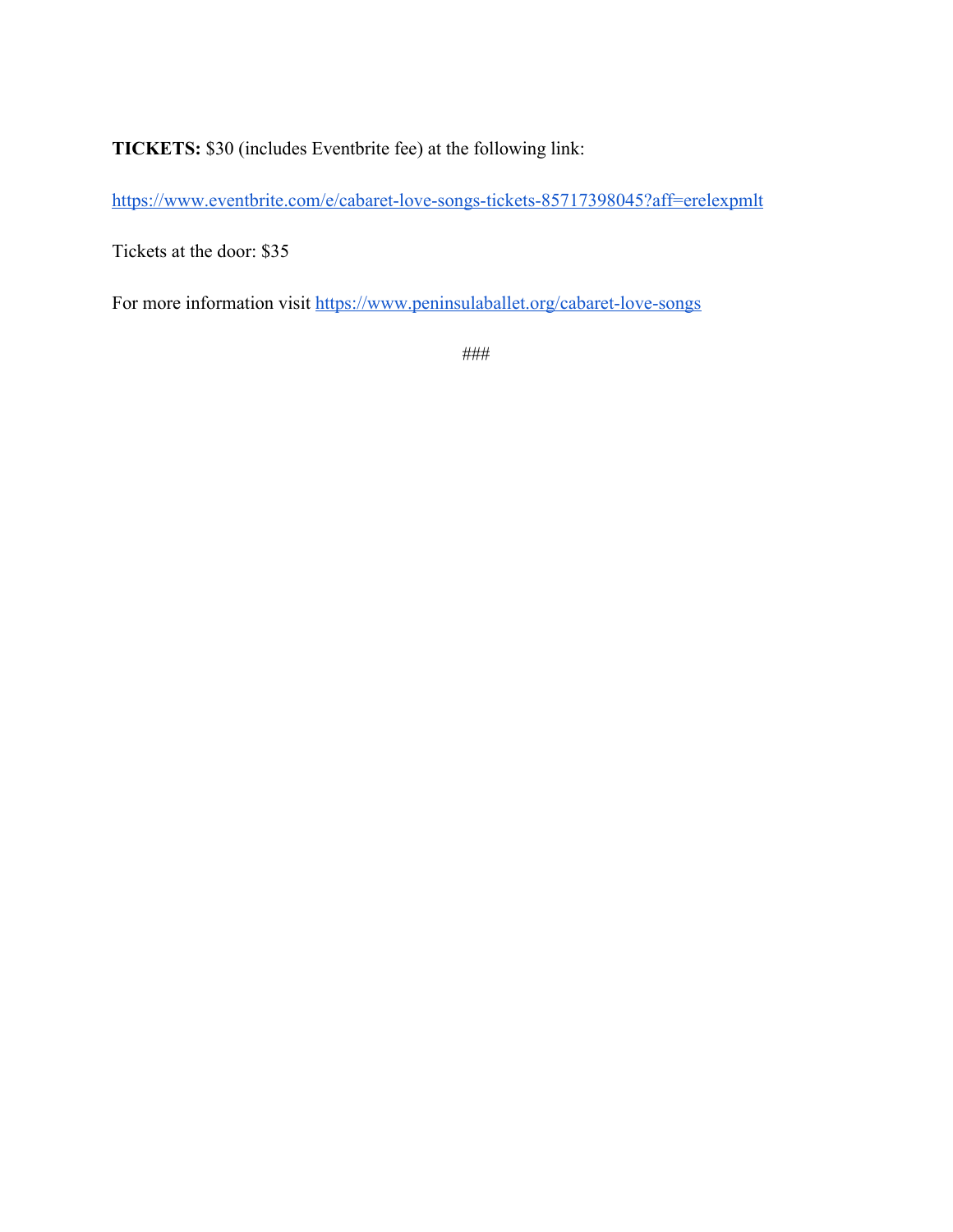**TICKETS:** $30 (includes Eventbrite fee) at the following link:

https://www.eventbrite.com/e/cabaret-love-songs-tickets-85717398045?aff=erelexpmlt

Tickets at the door: $35

For more information visit https://www.peninsulaballet.org/cabaret-love-songs

###